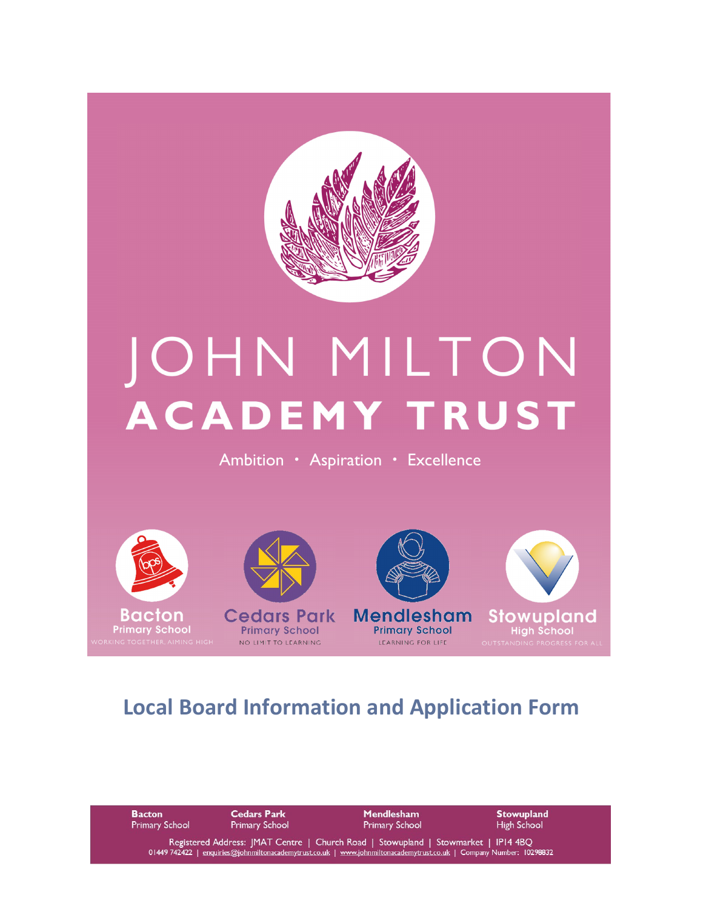# JOHN MILTON ACADEMY TRUST

Ambition · Aspiration · Excellence

**Bacton** Primary School
WORKING TOGETHER, AIMING HIGH

**Cedars Park** Primary School
NO LIMIT TO LEARNING

**Mendlesham** Primary School
LEARNING FOR LIFE

**Stowupland** High School
OUTSTANDING PROGRESS FOR ALL

## Local Board Information and Application Form

**Bacton** Primary School | **Cedars Park** Primary School | **Mendlesham** Primary School | **Stowupland** High School

Registered Address: JMAT Centre | Church Road | Stowupland | Stowmarket | IP14 4BQ
01449 742422 | enquiries@johnmiltonacademytrust.co.uk | www.johnmiltonacademytrust.co.uk | Company Number: 10298832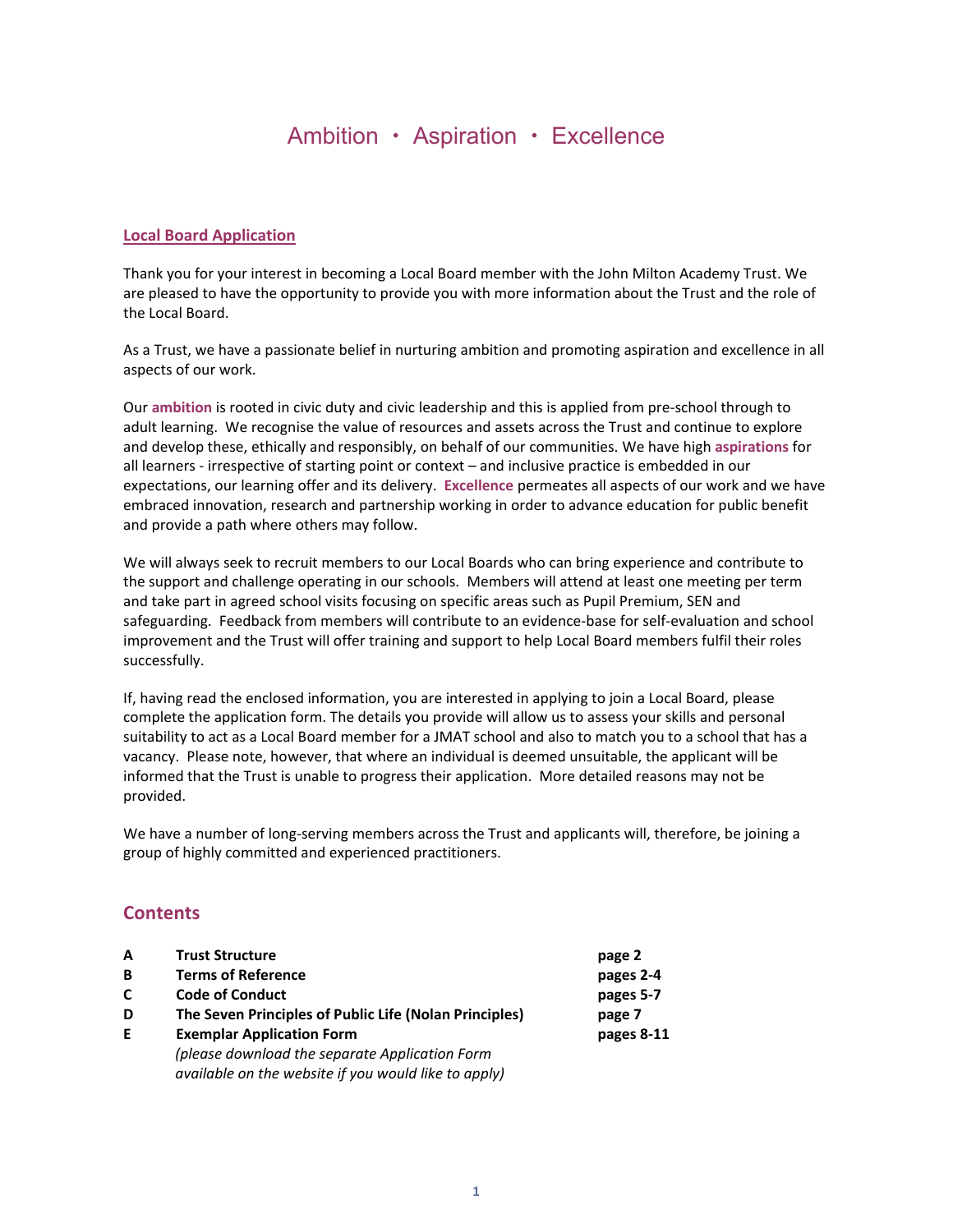# Ambition • Aspiration • Excellence

## Local Board Application

Thank you for your interest in becoming a Local Board member with the John Milton Academy Trust. We are pleased to have the opportunity to provide you with more information about the Trust and the role of the Local Board.

As a Trust, we have a passionate belief in nurturing ambition and promoting aspiration and excellence in all aspects of our work.

Our **ambition** is rooted in civic duty and civic leadership and this is applied from pre-school through to adult learning. We recognise the value of resources and assets across the Trust and continue to explore and develop these, ethically and responsibly, on behalf of our communities. We have high **aspirations** for all learners - irrespective of starting point or context – and inclusive practice is embedded in our expectations, our learning offer and its delivery. **Excellence** permeates all aspects of our work and we have embraced innovation, research and partnership working in order to advance education for public benefit and provide a path where others may follow.

We will always seek to recruit members to our Local Boards who can bring experience and contribute to the support and challenge operating in our schools. Members will attend at least one meeting per term and take part in agreed school visits focusing on specific areas such as Pupil Premium, SEN and safeguarding. Feedback from members will contribute to an evidence-base for self-evaluation and school improvement and the Trust will offer training and support to help Local Board members fulfil their roles successfully.

If, having read the enclosed information, you are interested in applying to join a Local Board, please complete the application form. The details you provide will allow us to assess your skills and personal suitability to act as a Local Board member for a JMAT school and also to match you to a school that has a vacancy. Please note, however, that where an individual is deemed unsuitable, the applicant will be informed that the Trust is unable to progress their application. More detailed reasons may not be provided.

We have a number of long-serving members across the Trust and applicants will, therefore, be joining a group of highly committed and experienced practitioners.

## Contents

| | | |
|---|---|---|
| **A** | **Trust Structure** | **page 2** |
| **B** | **Terms of Reference** | **pages 2-4** |
| **C** | **Code of Conduct** | **pages 5-7** |
| **D** | **The Seven Principles of Public Life (Nolan Principles)** | **page 7** |
| **E** | **Exemplar Application Form** *(please download the separate Application Form available on the website if you would like to apply)* | **pages 8-11** |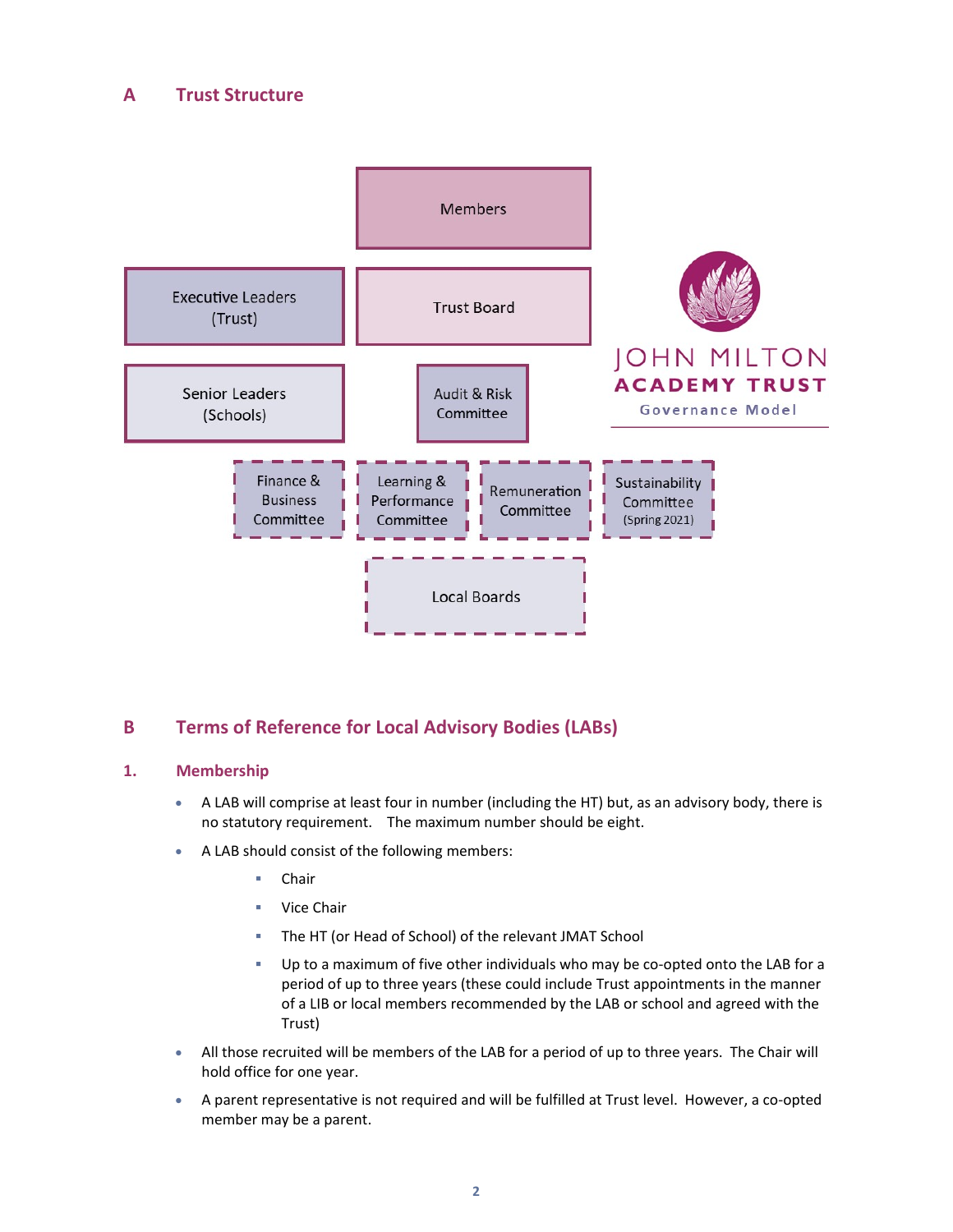## A Trust Structure

Members

Executive Leaders (Trust)

Trust Board

Senior Leaders (Schools)

Audit & Risk Committee

Finance & Business Committee

Learning & Performance Committee

Remuneration Committee

Sustainability Committee (Spring 2021)

Local Boards

JOHN MILTON ACADEMY TRUST
Governance Model

## B Terms of Reference for Local Advisory Bodies (LABs)

### 1. Membership

- A LAB will comprise at least four in number (including the HT) but, as an advisory body, there is no statutory requirement. The maximum number should be eight.
- A LAB should consist of the following members:
  - Chair
  - Vice Chair
  - The HT (or Head of School) of the relevant JMAT School
  - Up to a maximum of five other individuals who may be co-opted onto the LAB for a period of up to three years (these could include Trust appointments in the manner of a LIB or local members recommended by the LAB or school and agreed with the Trust)
- All those recruited will be members of the LAB for a period of up to three years. The Chair will hold office for one year.
- A parent representative is not required and will be fulfilled at Trust level. However, a co-opted member may be a parent.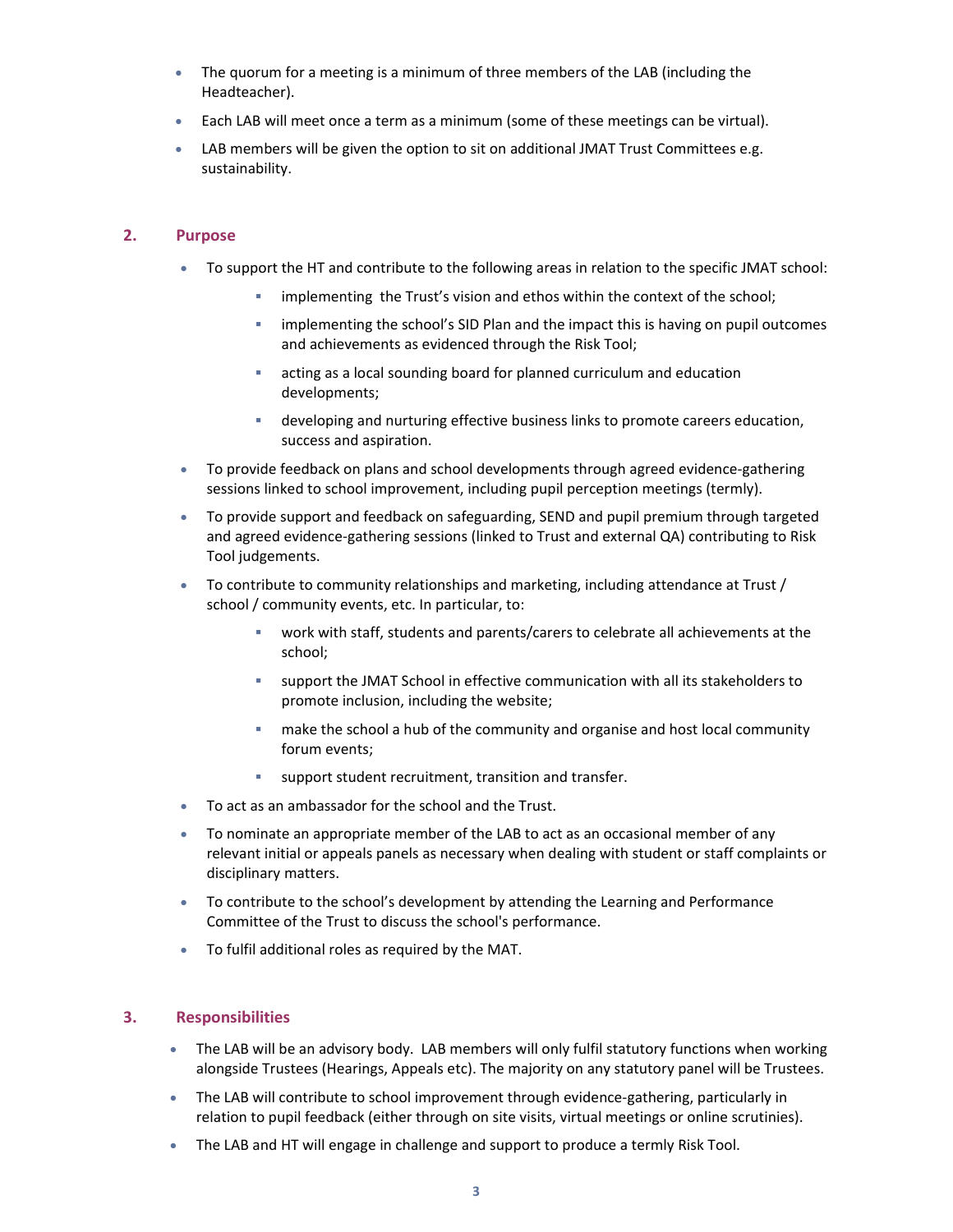- The quorum for a meeting is a minimum of three members of the LAB (including the Headteacher).
- Each LAB will meet once a term as a minimum (some of these meetings can be virtual).
- LAB members will be given the option to sit on additional JMAT Trust Committees e.g. sustainability.

## 2. Purpose

- To support the HT and contribute to the following areas in relation to the specific JMAT school:
    - implementing the Trust's vision and ethos within the context of the school;
    - implementing the school's SID Plan and the impact this is having on pupil outcomes and achievements as evidenced through the Risk Tool;
    - acting as a local sounding board for planned curriculum and education developments;
    - developing and nurturing effective business links to promote careers education, success and aspiration.
- To provide feedback on plans and school developments through agreed evidence-gathering sessions linked to school improvement, including pupil perception meetings (termly).
- To provide support and feedback on safeguarding, SEND and pupil premium through targeted and agreed evidence-gathering sessions (linked to Trust and external QA) contributing to Risk Tool judgements.
- To contribute to community relationships and marketing, including attendance at Trust / school / community events, etc. In particular, to:
    - work with staff, students and parents/carers to celebrate all achievements at the school;
    - support the JMAT School in effective communication with all its stakeholders to promote inclusion, including the website;
    - make the school a hub of the community and organise and host local community forum events;
    - support student recruitment, transition and transfer.
- To act as an ambassador for the school and the Trust.
- To nominate an appropriate member of the LAB to act as an occasional member of any relevant initial or appeals panels as necessary when dealing with student or staff complaints or disciplinary matters.
- To contribute to the school's development by attending the Learning and Performance Committee of the Trust to discuss the school's performance.
- To fulfil additional roles as required by the MAT.

## 3. Responsibilities

- The LAB will be an advisory body. LAB members will only fulfil statutory functions when working alongside Trustees (Hearings, Appeals etc). The majority on any statutory panel will be Trustees.
- The LAB will contribute to school improvement through evidence-gathering, particularly in relation to pupil feedback (either through on site visits, virtual meetings or online scrutinies).
- The LAB and HT will engage in challenge and support to produce a termly Risk Tool.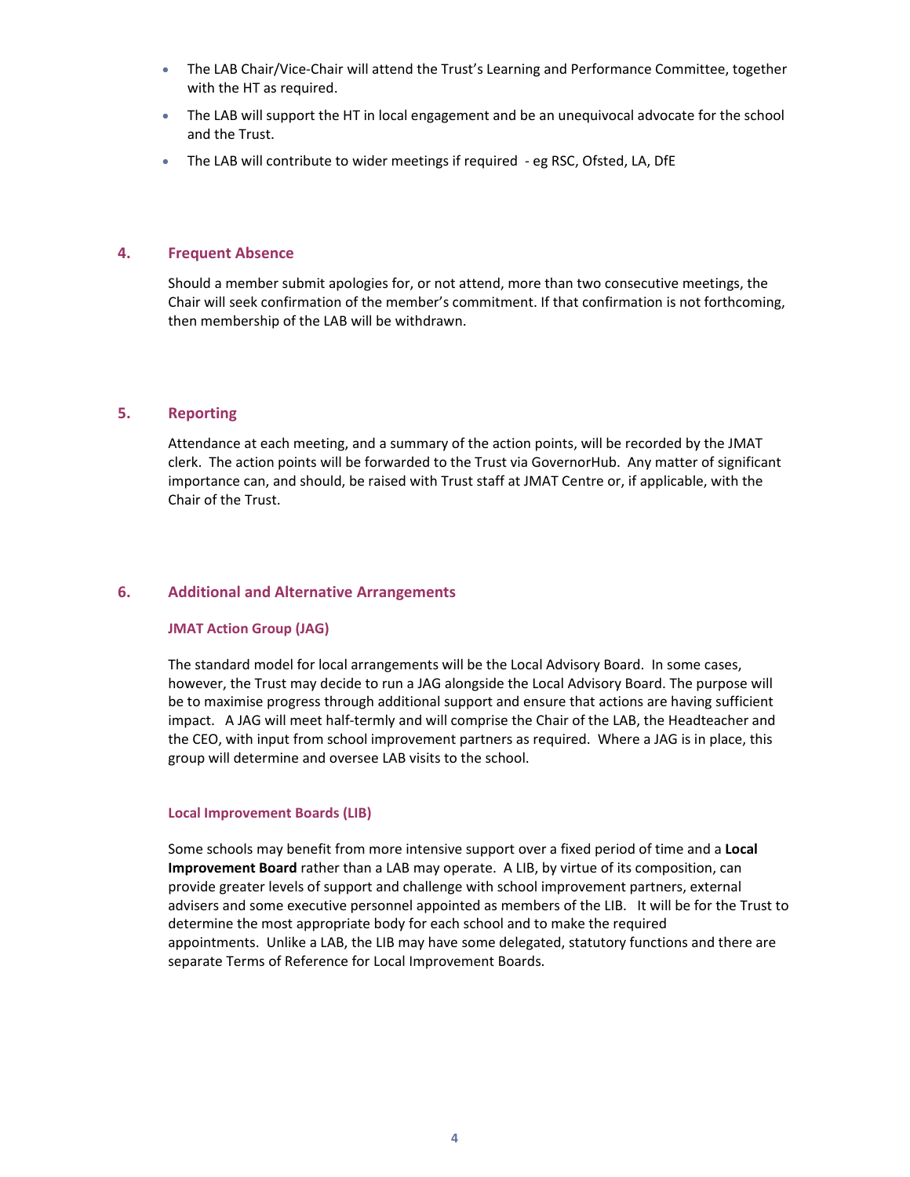- The LAB Chair/Vice-Chair will attend the Trust's Learning and Performance Committee, together with the HT as required.
- The LAB will support the HT in local engagement and be an unequivocal advocate for the school and the Trust.
- The LAB will contribute to wider meetings if required - eg RSC, Ofsted, LA, DfE

## 4. Frequent Absence

Should a member submit apologies for, or not attend, more than two consecutive meetings, the Chair will seek confirmation of the member's commitment. If that confirmation is not forthcoming, then membership of the LAB will be withdrawn.

## 5. Reporting

Attendance at each meeting, and a summary of the action points, will be recorded by the JMAT clerk. The action points will be forwarded to the Trust via GovernorHub. Any matter of significant importance can, and should, be raised with Trust staff at JMAT Centre or, if applicable, with the Chair of the Trust.

## 6. Additional and Alternative Arrangements

### JMAT Action Group (JAG)

The standard model for local arrangements will be the Local Advisory Board. In some cases, however, the Trust may decide to run a JAG alongside the Local Advisory Board. The purpose will be to maximise progress through additional support and ensure that actions are having sufficient impact. A JAG will meet half-termly and will comprise the Chair of the LAB, the Headteacher and the CEO, with input from school improvement partners as required. Where a JAG is in place, this group will determine and oversee LAB visits to the school.

### Local Improvement Boards (LIB)

Some schools may benefit from more intensive support over a fixed period of time and a **Local Improvement Board** rather than a LAB may operate. A LIB, by virtue of its composition, can provide greater levels of support and challenge with school improvement partners, external advisers and some executive personnel appointed as members of the LIB. It will be for the Trust to determine the most appropriate body for each school and to make the required appointments. Unlike a LAB, the LIB may have some delegated, statutory functions and there are separate Terms of Reference for Local Improvement Boards.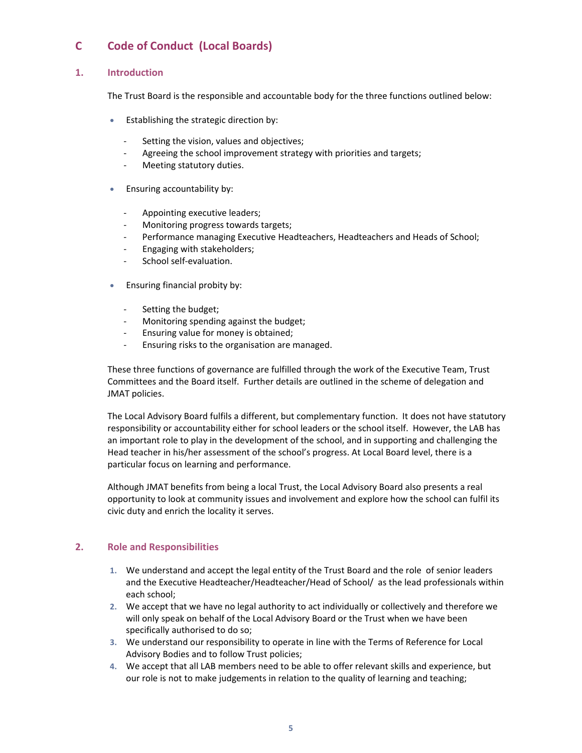# C Code of Conduct (Local Boards)

## 1. Introduction

The Trust Board is the responsible and accountable body for the three functions outlined below:

- Establishing the strategic direction by:
  - Setting the vision, values and objectives;
  - Agreeing the school improvement strategy with priorities and targets;
  - Meeting statutory duties.
- Ensuring accountability by:
  - Appointing executive leaders;
  - Monitoring progress towards targets;
  - Performance managing Executive Headteachers, Headteachers and Heads of School;
  - Engaging with stakeholders;
  - School self-evaluation.
- Ensuring financial probity by:
  - Setting the budget;
  - Monitoring spending against the budget;
  - Ensuring value for money is obtained;
  - Ensuring risks to the organisation are managed.

These three functions of governance are fulfilled through the work of the Executive Team, Trust Committees and the Board itself. Further details are outlined in the scheme of delegation and JMAT policies.

The Local Advisory Board fulfils a different, but complementary function. It does not have statutory responsibility or accountability either for school leaders or the school itself. However, the LAB has an important role to play in the development of the school, and in supporting and challenging the Head teacher in his/her assessment of the school's progress. At Local Board level, there is a particular focus on learning and performance.

Although JMAT benefits from being a local Trust, the Local Advisory Board also presents a real opportunity to look at community issues and involvement and explore how the school can fulfil its civic duty and enrich the locality it serves.

## 2. Role and Responsibilities

1. We understand and accept the legal entity of the Trust Board and the role of senior leaders and the Executive Headteacher/Headteacher/Head of School/ as the lead professionals within each school;
2. We accept that we have no legal authority to act individually or collectively and therefore we will only speak on behalf of the Local Advisory Board or the Trust when we have been specifically authorised to do so;
3. We understand our responsibility to operate in line with the Terms of Reference for Local Advisory Bodies and to follow Trust policies;
4. We accept that all LAB members need to be able to offer relevant skills and experience, but our role is not to make judgements in relation to the quality of learning and teaching;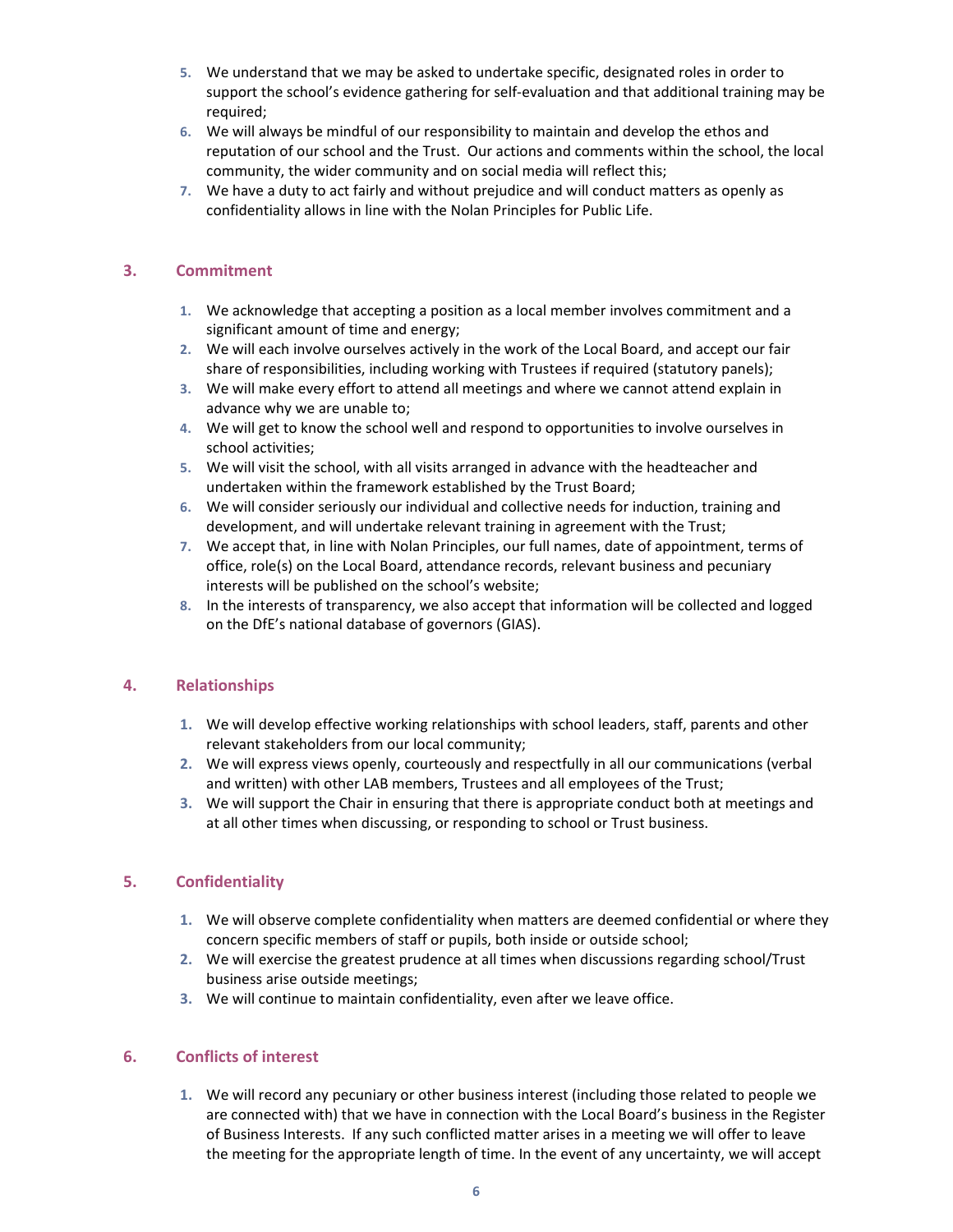5. We understand that we may be asked to undertake specific, designated roles in order to support the school's evidence gathering for self-evaluation and that additional training may be required;
6. We will always be mindful of our responsibility to maintain and develop the ethos and reputation of our school and the Trust. Our actions and comments within the school, the local community, the wider community and on social media will reflect this;
7. We have a duty to act fairly and without prejudice and will conduct matters as openly as confidentiality allows in line with the Nolan Principles for Public Life.

## 3. Commitment

1. We acknowledge that accepting a position as a local member involves commitment and a significant amount of time and energy;
2. We will each involve ourselves actively in the work of the Local Board, and accept our fair share of responsibilities, including working with Trustees if required (statutory panels);
3. We will make every effort to attend all meetings and where we cannot attend explain in advance why we are unable to;
4. We will get to know the school well and respond to opportunities to involve ourselves in school activities;
5. We will visit the school, with all visits arranged in advance with the headteacher and undertaken within the framework established by the Trust Board;
6. We will consider seriously our individual and collective needs for induction, training and development, and will undertake relevant training in agreement with the Trust;
7. We accept that, in line with Nolan Principles, our full names, date of appointment, terms of office, role(s) on the Local Board, attendance records, relevant business and pecuniary interests will be published on the school's website;
8. In the interests of transparency, we also accept that information will be collected and logged on the DfE's national database of governors (GIAS).

## 4. Relationships

1. We will develop effective working relationships with school leaders, staff, parents and other relevant stakeholders from our local community;
2. We will express views openly, courteously and respectfully in all our communications (verbal and written) with other LAB members, Trustees and all employees of the Trust;
3. We will support the Chair in ensuring that there is appropriate conduct both at meetings and at all other times when discussing, or responding to school or Trust business.

## 5. Confidentiality

1. We will observe complete confidentiality when matters are deemed confidential or where they concern specific members of staff or pupils, both inside or outside school;
2. We will exercise the greatest prudence at all times when discussions regarding school/Trust business arise outside meetings;
3. We will continue to maintain confidentiality, even after we leave office.

## 6. Conflicts of interest

1. We will record any pecuniary or other business interest (including those related to people we are connected with) that we have in connection with the Local Board's business in the Register of Business Interests. If any such conflicted matter arises in a meeting we will offer to leave the meeting for the appropriate length of time. In the event of any uncertainty, we will accept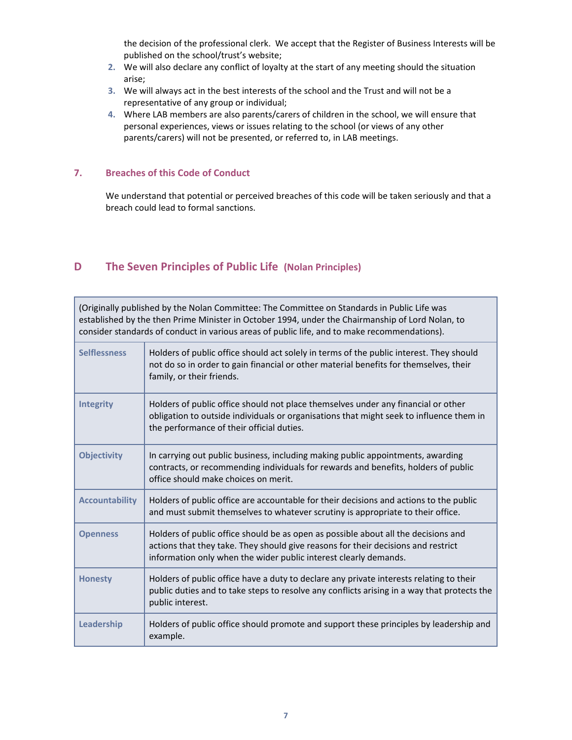the decision of the professional clerk. We accept that the Register of Business Interests will be published on the school/trust's website;

2. We will also declare any conflict of loyalty at the start of any meeting should the situation arise;
3. We will always act in the best interests of the school and the Trust and will not be a representative of any group or individual;
4. Where LAB members are also parents/carers of children in the school, we will ensure that personal experiences, views or issues relating to the school (or views of any other parents/carers) will not be presented, or referred to, in LAB meetings.

### 7. Breaches of this Code of Conduct

We understand that potential or perceived breaches of this code will be taken seriously and that a breach could lead to formal sanctions.

## D The Seven Principles of Public Life (Nolan Principles)

(Originally published by the Nolan Committee: The Committee on Standards in Public Life was established by the then Prime Minister in October 1994, under the Chairmanship of Lord Nolan, to consider standards of conduct in various areas of public life, and to make recommendations).

| Principle | Description |
|---|---|
| **Selflessness** | Holders of public office should act solely in terms of the public interest. They should not do so in order to gain financial or other material benefits for themselves, their family, or their friends. |
| **Integrity** | Holders of public office should not place themselves under any financial or other obligation to outside individuals or organisations that might seek to influence them in the performance of their official duties. |
| **Objectivity** | In carrying out public business, including making public appointments, awarding contracts, or recommending individuals for rewards and benefits, holders of public office should make choices on merit. |
| **Accountability** | Holders of public office are accountable for their decisions and actions to the public and must submit themselves to whatever scrutiny is appropriate to their office. |
| **Openness** | Holders of public office should be as open as possible about all the decisions and actions that they take. They should give reasons for their decisions and restrict information only when the wider public interest clearly demands. |
| **Honesty** | Holders of public office have a duty to declare any private interests relating to their public duties and to take steps to resolve any conflicts arising in a way that protects the public interest. |
| **Leadership** | Holders of public office should promote and support these principles by leadership and example. |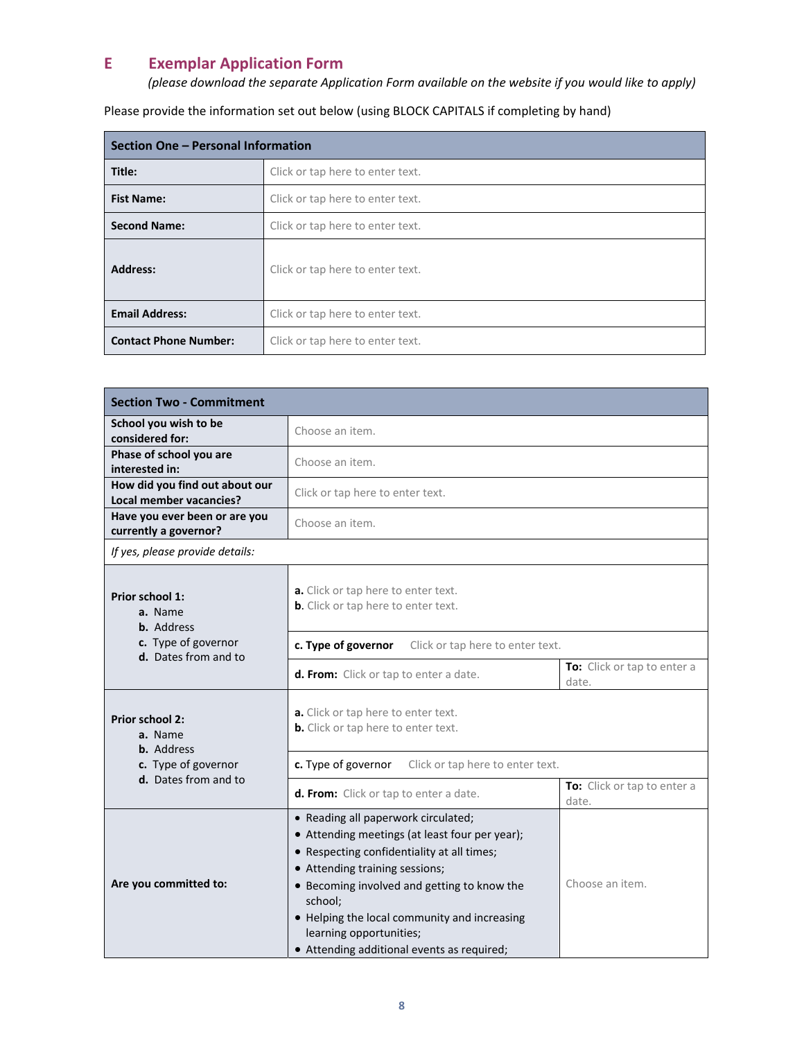## E Exemplar Application Form

*(please download the separate Application Form available on the website if you would like to apply)*

Please provide the information set out below (using BLOCK CAPITALS if completing by hand)

| Section One – Personal Information | |
|---|---|
| **Title:** | Click or tap here to enter text. |
| **Fist Name:** | Click or tap here to enter text. |
| **Second Name:** | Click or tap here to enter text. |
| **Address:** | Click or tap here to enter text. |
| **Email Address:** | Click or tap here to enter text. |
| **Contact Phone Number:** | Click or tap here to enter text. |

| Section Two - Commitment | | |
|---|---|---|
| **School you wish to be considered for:** | Choose an item. | |
| **Phase of school you are interested in:** | Choose an item. | |
| **How did you find out about our Local member vacancies?** | Click or tap here to enter text. | |
| **Have you ever been or are you currently a governor?** | Choose an item. | |
| *If yes, please provide details:* | | |
| **Prior school 1:** **a.** Name **b.** Address **c.** Type of governor **d.** Dates from and to | **a.** Click or tap here to enter text. **b.** Click or tap here to enter text. | |
| | **c. Type of governor** Click or tap here to enter text. | |
| | **d. From:** Click or tap to enter a date. | **To:** Click or tap to enter a date. |
| **Prior school 2:** **a.** Name **b.** Address **c.** Type of governor **d.** Dates from and to | **a.** Click or tap here to enter text. **b.** Click or tap here to enter text. | |
| | **c.** Type of governor Click or tap here to enter text. | |
| | **d. From:** Click or tap to enter a date. | **To:** Click or tap to enter a date. |
| **Are you committed to:** | • Reading all paperwork circulated; • Attending meetings (at least four per year); • Respecting confidentiality at all times; • Attending training sessions; • Becoming involved and getting to know the school; • Helping the local community and increasing learning opportunities; • Attending additional events as required; | Choose an item. |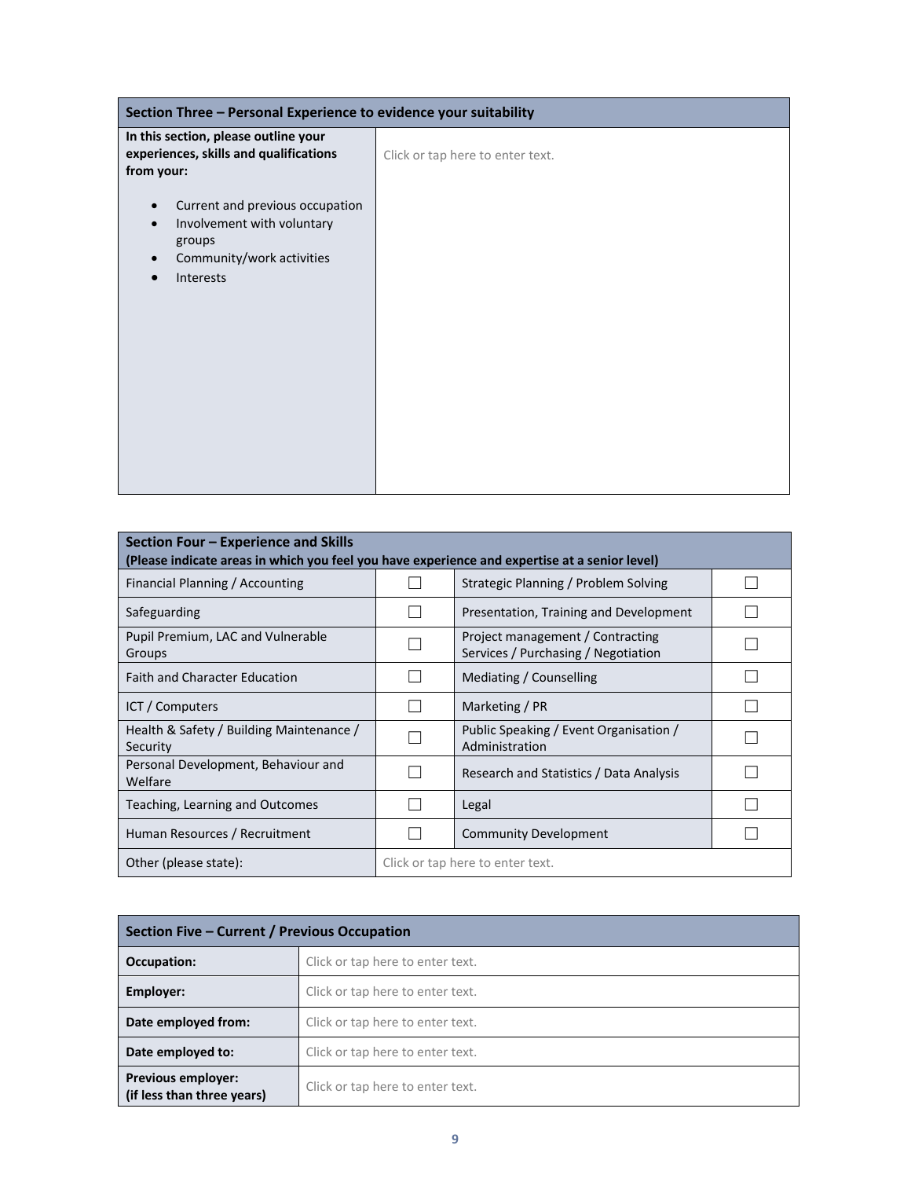| Section Three – Personal Experience to evidence your suitability | |
|---|---|
| **In this section, please outline your experiences, skills and qualifications from your:**<br><br>• Current and previous occupation<br>• Involvement with voluntary groups<br>• Community/work activities<br>• Interests | Click or tap here to enter text. |

| Section Four – Experience and Skills (Please indicate areas in which you feel you have experience and expertise at a senior level) | | | |
|---|---|---|---|
| Financial Planning / Accounting | ☐ | Strategic Planning / Problem Solving | ☐ |
| Safeguarding | ☐ | Presentation, Training and Development | ☐ |
| Pupil Premium, LAC and Vulnerable Groups | ☐ | Project management / Contracting Services / Purchasing / Negotiation | ☐ |
| Faith and Character Education | ☐ | Mediating / Counselling | ☐ |
| ICT / Computers | ☐ | Marketing / PR | ☐ |
| Health & Safety / Building Maintenance / Security | ☐ | Public Speaking / Event Organisation / Administration | ☐ |
| Personal Development, Behaviour and Welfare | ☐ | Research and Statistics / Data Analysis | ☐ |
| Teaching, Learning and Outcomes | ☐ | Legal | ☐ |
| Human Resources / Recruitment | ☐ | Community Development | ☐ |
| Other (please state): | Click or tap here to enter text. | | |

| Section Five – Current / Previous Occupation | |
|---|---|
| **Occupation:** | Click or tap here to enter text. |
| **Employer:** | Click or tap here to enter text. |
| **Date employed from:** | Click or tap here to enter text. |
| **Date employed to:** | Click or tap here to enter text. |
| **Previous employer: (if less than three years)** | Click or tap here to enter text. |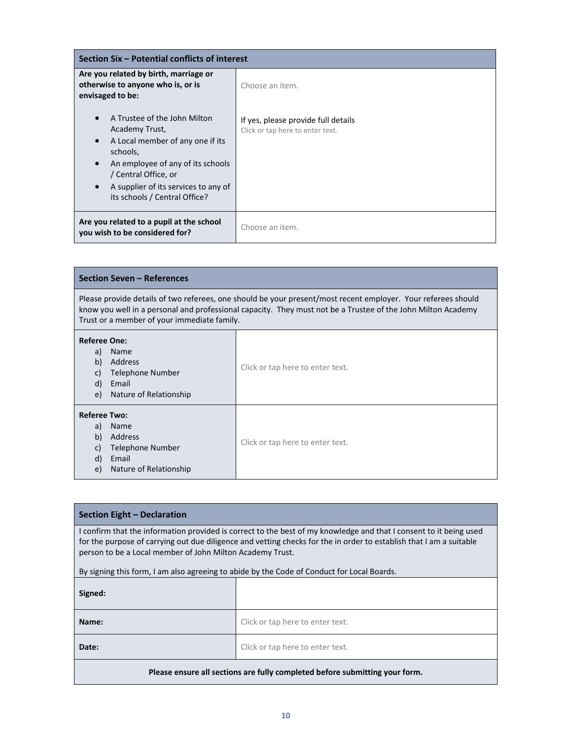| Section Six – Potential conflicts of interest | |
|---|---|
| **Are you related by birth, marriage or otherwise to anyone who is, or is envisaged to be:**<br><br>• A Trustee of the John Milton Academy Trust,<br>• A Local member of any one if its schools,<br>• An employee of any of its schools / Central Office, or<br>• A supplier of its services to any of its schools / Central Office? | Choose an item.<br><br>If yes, please provide full details<br>Click or tap here to enter text. |
| **Are you related to a pupil at the school you wish to be considered for?** | Choose an item. |

| Section Seven – References | |
|---|---|
| Please provide details of two referees, one should be your present/most recent employer. Your referees should know you well in a personal and professional capacity. They must not be a Trustee of the John Milton Academy Trust or a member of your immediate family. | |
| **Referee One:**<br>a) Name<br>b) Address<br>c) Telephone Number<br>d) Email<br>e) Nature of Relationship | Click or tap here to enter text. |
| **Referee Two:**<br>a) Name<br>b) Address<br>c) Telephone Number<br>d) Email<br>e) Nature of Relationship | Click or tap here to enter text. |

| Section Eight – Declaration | |
|---|---|
| I confirm that the information provided is correct to the best of my knowledge and that I consent to it being used for the purpose of carrying out due diligence and vetting checks for the in order to establish that I am a suitable person to be a Local member of John Milton Academy Trust.<br><br>By signing this form, I am also agreeing to abide by the Code of Conduct for Local Boards. | |
| **Signed:** | |
| **Name:** | Click or tap here to enter text. |
| **Date:** | Click or tap here to enter text. |
| **Please ensure all sections are fully completed before submitting your form.** | |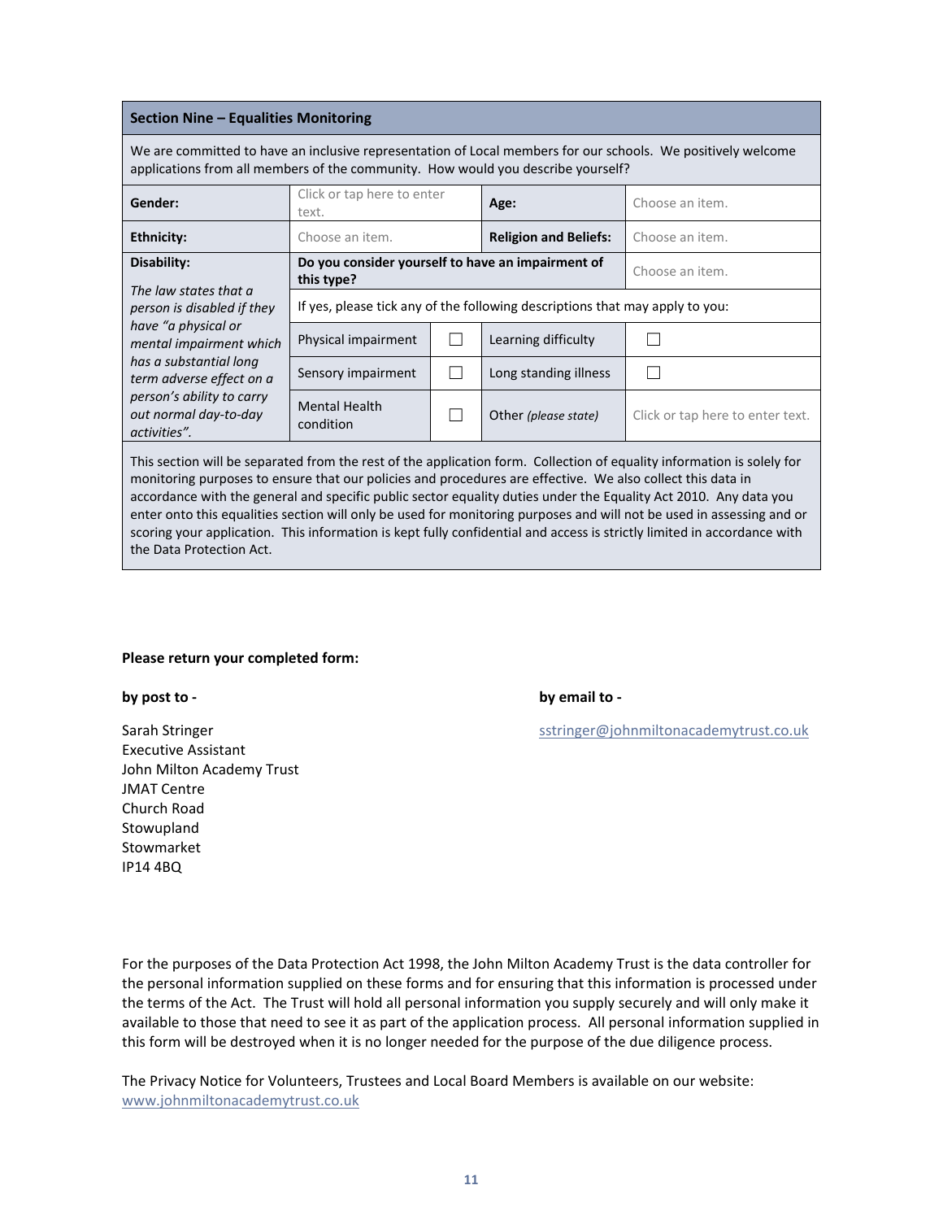| Section Nine – Equalities Monitoring | | | |
|---|---|---|---|
| We are committed to have an inclusive representation of Local members for our schools. We positively welcome applications from all members of the community. How would you describe yourself? | | | |

| **Gender:** | Click or tap here to enter text. | | **Age:** | Choose an item. |
|---|---|---|---|---|
| **Ethnicity:** | Choose an item. | | **Religion and Beliefs:** | Choose an item. |
| **Disability:** *The law states that a person is disabled if they have "a physical or mental impairment which has a substantial long term adverse effect on a person's ability to carry out normal day-to-day activities".* | **Do you consider yourself to have an impairment of this type?** | | | Choose an item. |
| | If yes, please tick any of the following descriptions that may apply to you: | | | |
| | Physical impairment | ☐ | Learning difficulty | ☐ |
| | Sensory impairment | ☐ | Long standing illness | ☐ |
| | Mental Health condition | ☐ | Other *(please state)* | Click or tap here to enter text. |

This section will be separated from the rest of the application form. Collection of equality information is solely for monitoring purposes to ensure that our policies and procedures are effective. We also collect this data in accordance with the general and specific public sector equality duties under the Equality Act 2010. Any data you enter onto this equalities section will only be used for monitoring purposes and will not be used in assessing and or scoring your application. This information is kept fully confidential and access is strictly limited in accordance with the Data Protection Act.

**Please return your completed form:**

**by post to -**

Sarah Stringer
Executive Assistant
John Milton Academy Trust
JMAT Centre
Church Road
Stowupland
Stowmarket
IP14 4BQ

**by email to -**

sstringer@johnmiltonacademytrust.co.uk

For the purposes of the Data Protection Act 1998, the John Milton Academy Trust is the data controller for the personal information supplied on these forms and for ensuring that this information is processed under the terms of the Act. The Trust will hold all personal information you supply securely and will only make it available to those that need to see it as part of the application process. All personal information supplied in this form will be destroyed when it is no longer needed for the purpose of the due diligence process.

The Privacy Notice for Volunteers, Trustees and Local Board Members is available on our website: www.johnmiltonacademytrust.co.uk